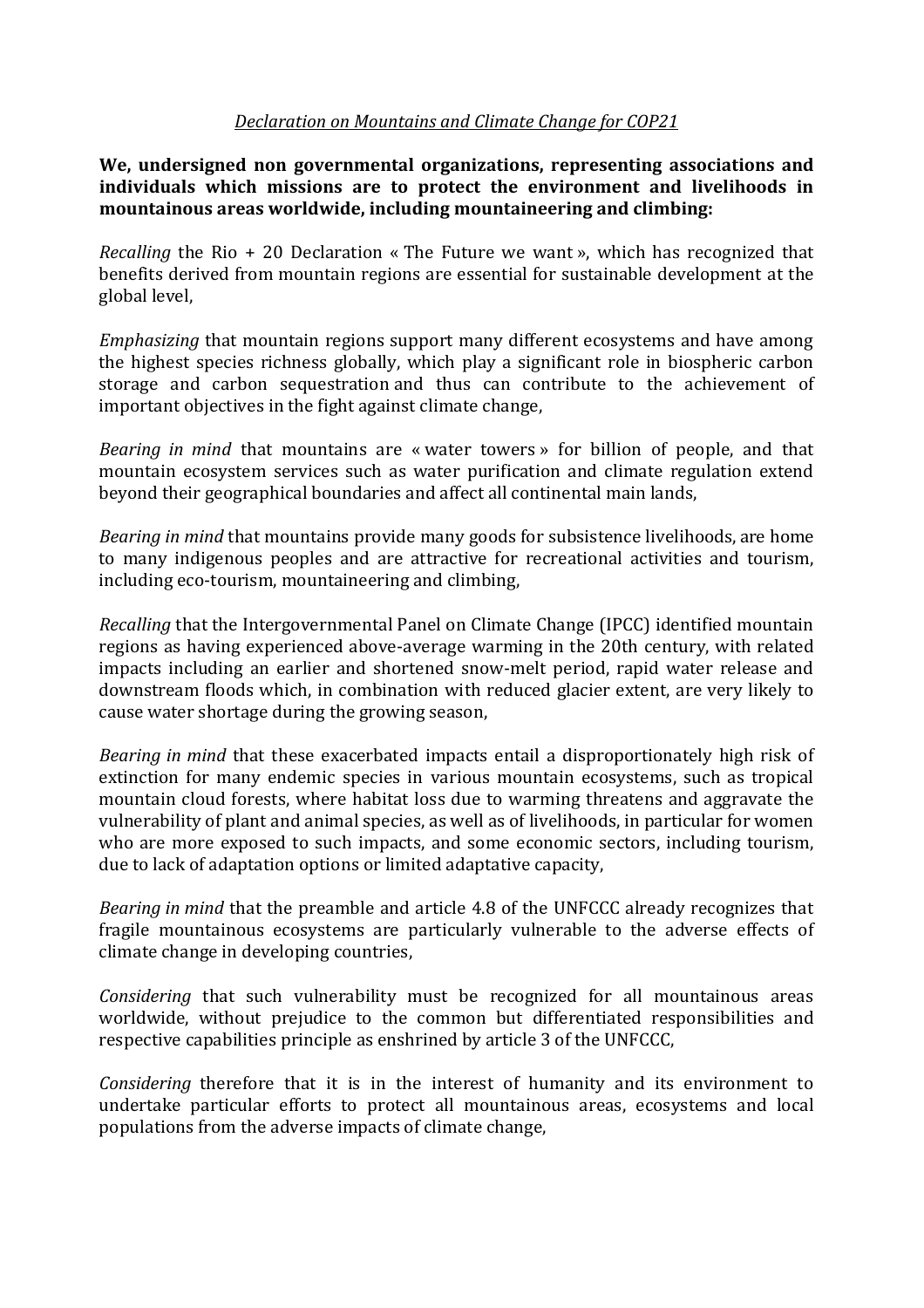*Declaration on Mountains and Climate Change for COP21*

**We, undersigned non governmental organizations, representing associations and individuals which missions are to protect the environment and livelihoods in mountainous areas worldwide, including mountaineering and climbing:**

*Recalling* the Rio + 20 Declaration « The Future we want », which has recognized that benefits derived from mountain regions are essential for sustainable development at the global level,

*Emphasizing* that mountain regions support many different ecosystems and have among the highest species richness globally, which play a significant role in biospheric carbon storage and carbon sequestration and thus can contribute to the achievement of important objectives in the fight against climate change,

*Bearing in mind* that mountains are « water towers » for billion of people, and that mountain ecosystem services such as water purification and climate regulation extend beyond their geographical boundaries and affect all continental main lands,

*Bearing in mind* that mountains provide many goods for subsistence livelihoods, are home to many indigenous peoples and are attractive for recreational activities and tourism, including eco-tourism, mountaineering and climbing,

*Recalling* that the Intergovernmental Panel on Climate Change (IPCC) identified mountain regions as having experienced above-average warming in the 20th century, with related impacts including an earlier and shortened snow-melt period, rapid water release and downstream floods which, in combination with reduced glacier extent, are very likely to cause water shortage during the growing season,

*Bearing in mind* that these exacerbated impacts entail a disproportionately high risk of extinction for many endemic species in various mountain ecosystems, such as tropical mountain cloud forests, where habitat loss due to warming threatens and aggravate the vulnerability of plant and animal species, as well as of livelihoods, in particular for women who are more exposed to such impacts, and some economic sectors, including tourism, due to lack of adaptation options or limited adaptative capacity,

*Bearing in mind* that the preamble and article 4.8 of the UNFCCC already recognizes that fragile mountainous ecosystems are particularly vulnerable to the adverse effects of climate change in developing countries,

*Considering* that such vulnerability must be recognized for all mountainous areas worldwide, without prejudice to the common but differentiated responsibilities and respective capabilities principle as enshrined by article 3 of the UNFCCC,

*Considering* therefore that it is in the interest of humanity and its environment to undertake particular efforts to protect all mountainous areas, ecosystems and local populations from the adverse impacts of climate change,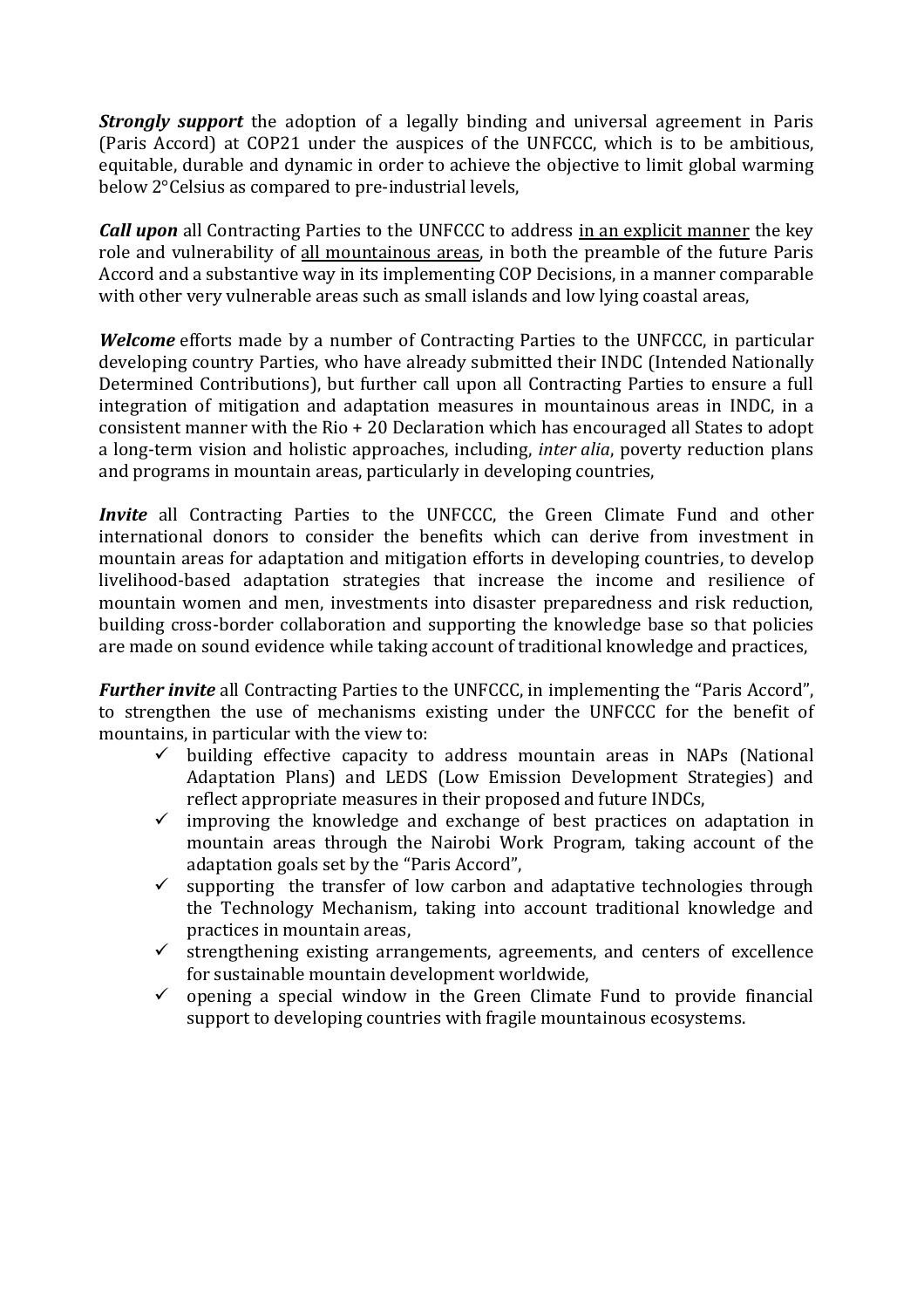***Strongly support*** the adoption of a legally binding and universal agreement in Paris (Paris Accord) at COP21 under the auspices of the UNFCCC, which is to be ambitious, equitable, durable and dynamic in order to achieve the objective to limit global warming below 2°Celsius as compared to pre-industrial levels,

***Call upon*** all Contracting Parties to the UNFCCC to address <u>in an explicit manner</u> the key role and vulnerability of <u>all mountainous areas</u>, in both the preamble of the future Paris Accord and a substantive way in its implementing COP Decisions, in a manner comparable with other very vulnerable areas such as small islands and low lying coastal areas,

***Welcome*** efforts made by a number of Contracting Parties to the UNFCCC, in particular developing country Parties, who have already submitted their INDC (Intended Nationally Determined Contributions), but further call upon all Contracting Parties to ensure a full integration of mitigation and adaptation measures in mountainous areas in INDC, in a consistent manner with the Rio + 20 Declaration which has encouraged all States to adopt a long-term vision and holistic approaches, including, *inter alia*, poverty reduction plans and programs in mountain areas, particularly in developing countries,

***Invite*** all Contracting Parties to the UNFCCC, the Green Climate Fund and other international donors to consider the benefits which can derive from investment in mountain areas for adaptation and mitigation efforts in developing countries, to develop livelihood-based adaptation strategies that increase the income and resilience of mountain women and men, investments into disaster preparedness and risk reduction, building cross-border collaboration and supporting the knowledge base so that policies are made on sound evidence while taking account of traditional knowledge and practices,

***Further invite*** all Contracting Parties to the UNFCCC, in implementing the "Paris Accord", to strengthen the use of mechanisms existing under the UNFCCC for the benefit of mountains, in particular with the view to:

- ✓ building effective capacity to address mountain areas in NAPs (National Adaptation Plans) and LEDS (Low Emission Development Strategies) and reflect appropriate measures in their proposed and future INDCs,
- ✓ improving the knowledge and exchange of best practices on adaptation in mountain areas through the Nairobi Work Program, taking account of the adaptation goals set by the "Paris Accord",
- ✓ supporting the transfer of low carbon and adaptative technologies through the Technology Mechanism, taking into account traditional knowledge and practices in mountain areas,
- ✓ strengthening existing arrangements, agreements, and centers of excellence for sustainable mountain development worldwide,
- ✓ opening a special window in the Green Climate Fund to provide financial support to developing countries with fragile mountainous ecosystems.